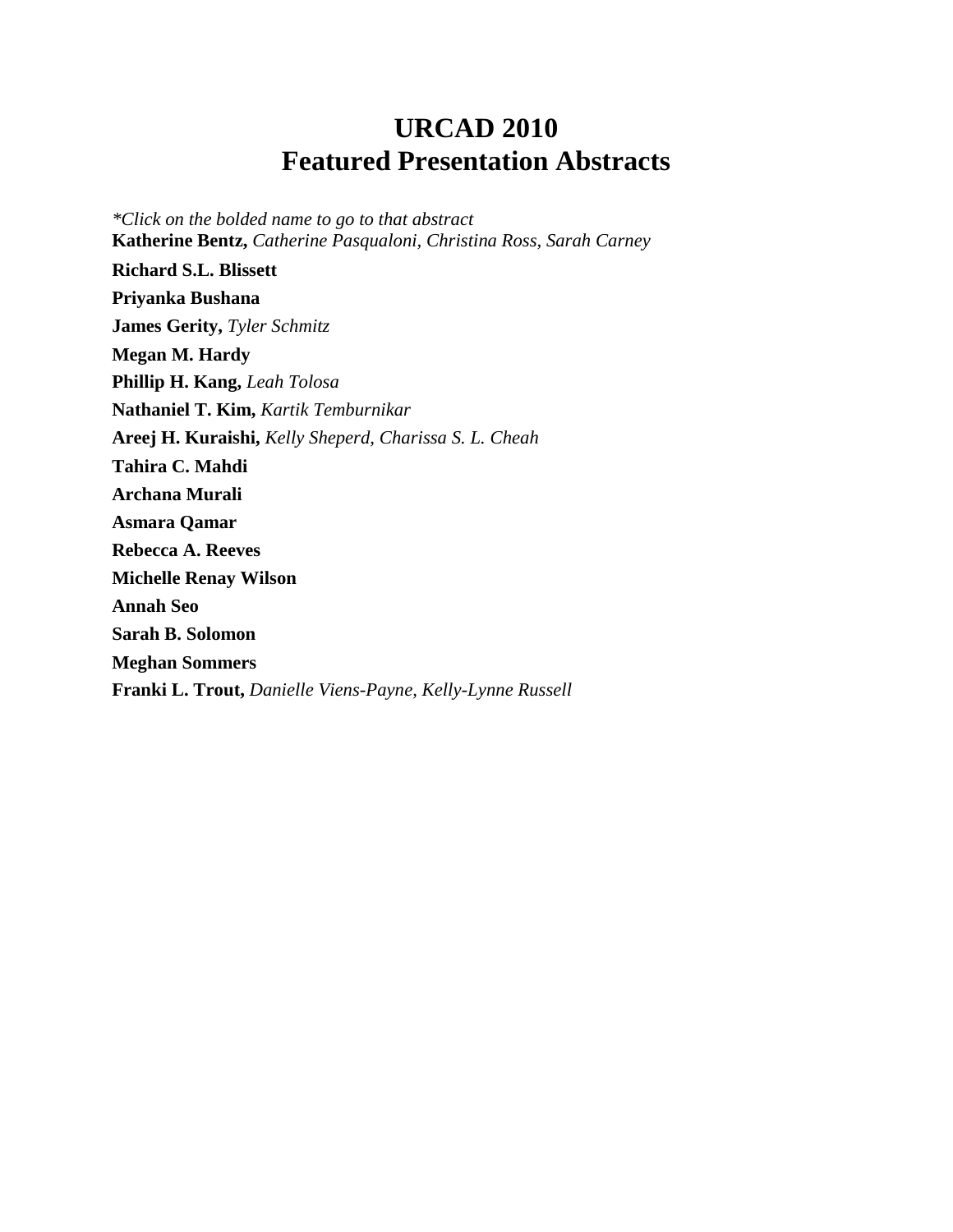# URCAD 2010
# Featured Presentation Abstracts

*\*Click on the bolded name to go to that abstract*

**Katherine Bentz,** *Catherine Pasqualoni, Christina Ross, Sarah Carney*

**Richard S.L. Blissett**

**Priyanka Bushana**

**James Gerity,** *Tyler Schmitz*

**Megan M. Hardy**

**Phillip H. Kang,** *Leah Tolosa*

**Nathaniel T. Kim,** *Kartik Temburnikar*

**Areej H. Kuraishi,** *Kelly Sheperd, Charissa S. L. Cheah*

**Tahira C. Mahdi**

**Archana Murali**

**Asmara Qamar**

**Rebecca A. Reeves**

**Michelle Renay Wilson**

**Annah Seo**

**Sarah B. Solomon**

**Meghan Sommers**

**Franki L. Trout,** *Danielle Viens-Payne, Kelly-Lynne Russell*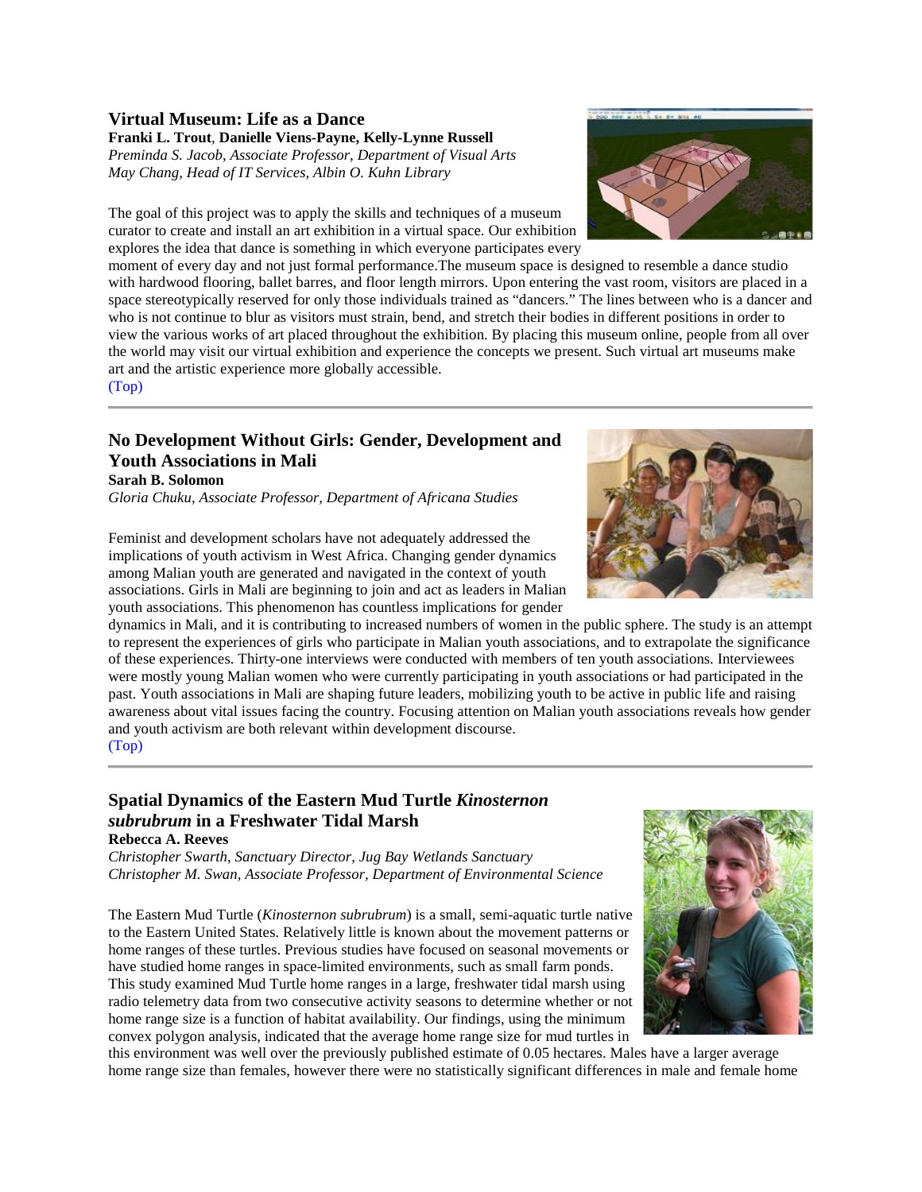### Virtual Museum: Life as a Dance

**Franki L. Trout**, **Danielle Viens-Payne, Kelly-Lynne Russell**
*Preminda S. Jacob, Associate Professor, Department of Visual Arts*
*May Chang, Head of IT Services, Albin O. Kuhn Library*

The goal of this project was to apply the skills and techniques of a museum curator to create and install an art exhibition in a virtual space. Our exhibition explores the idea that dance is something in which everyone participates every moment of every day and not just formal performance.The museum space is designed to resemble a dance studio with hardwood flooring, ballet barres, and floor length mirrors. Upon entering the vast room, visitors are placed in a space stereotypically reserved for only those individuals trained as "dancers." The lines between who is a dancer and who is not continue to blur as visitors must strain, bend, and stretch their bodies in different positions in order to view the various works of art placed throughout the exhibition. By placing this museum online, people from all over the world may visit our virtual exhibition and experience the concepts we present. Such virtual art museums make art and the artistic experience more globally accessible.
(Top)

---

### No Development Without Girls: Gender, Development and Youth Associations in Mali

**Sarah B. Solomon**
*Gloria Chuku, Associate Professor, Department of Africana Studies*

Feminist and development scholars have not adequately addressed the implications of youth activism in West Africa. Changing gender dynamics among Malian youth are generated and navigated in the context of youth associations. Girls in Mali are beginning to join and act as leaders in Malian youth associations. This phenomenon has countless implications for gender dynamics in Mali, and it is contributing to increased numbers of women in the public sphere. The study is an attempt to represent the experiences of girls who participate in Malian youth associations, and to extrapolate the significance of these experiences. Thirty-one interviews were conducted with members of ten youth associations. Interviewees were mostly young Malian women who were currently participating in youth associations or had participated in the past. Youth associations in Mali are shaping future leaders, mobilizing youth to be active in public life and raising awareness about vital issues facing the country. Focusing attention on Malian youth associations reveals how gender and youth activism are both relevant within development discourse.
(Top)

---

### Spatial Dynamics of the Eastern Mud Turtle *Kinosternon subrubrum* in a Freshwater Tidal Marsh

**Rebecca A. Reeves**
*Christopher Swarth, Sanctuary Director, Jug Bay Wetlands Sanctuary*
*Christopher M. Swan, Associate Professor, Department of Environmental Science*

The Eastern Mud Turtle (*Kinosternon subrubrum*) is a small, semi-aquatic turtle native to the Eastern United States. Relatively little is known about the movement patterns or home ranges of these turtles. Previous studies have focused on seasonal movements or have studied home ranges in space-limited environments, such as small farm ponds. This study examined Mud Turtle home ranges in a large, freshwater tidal marsh using radio telemetry data from two consecutive activity seasons to determine whether or not home range size is a function of habitat availability. Our findings, using the minimum convex polygon analysis, indicated that the average home range size for mud turtles in this environment was well over the previously published estimate of 0.05 hectares. Males have a larger average home range size than females, however there were no statistically significant differences in male and female home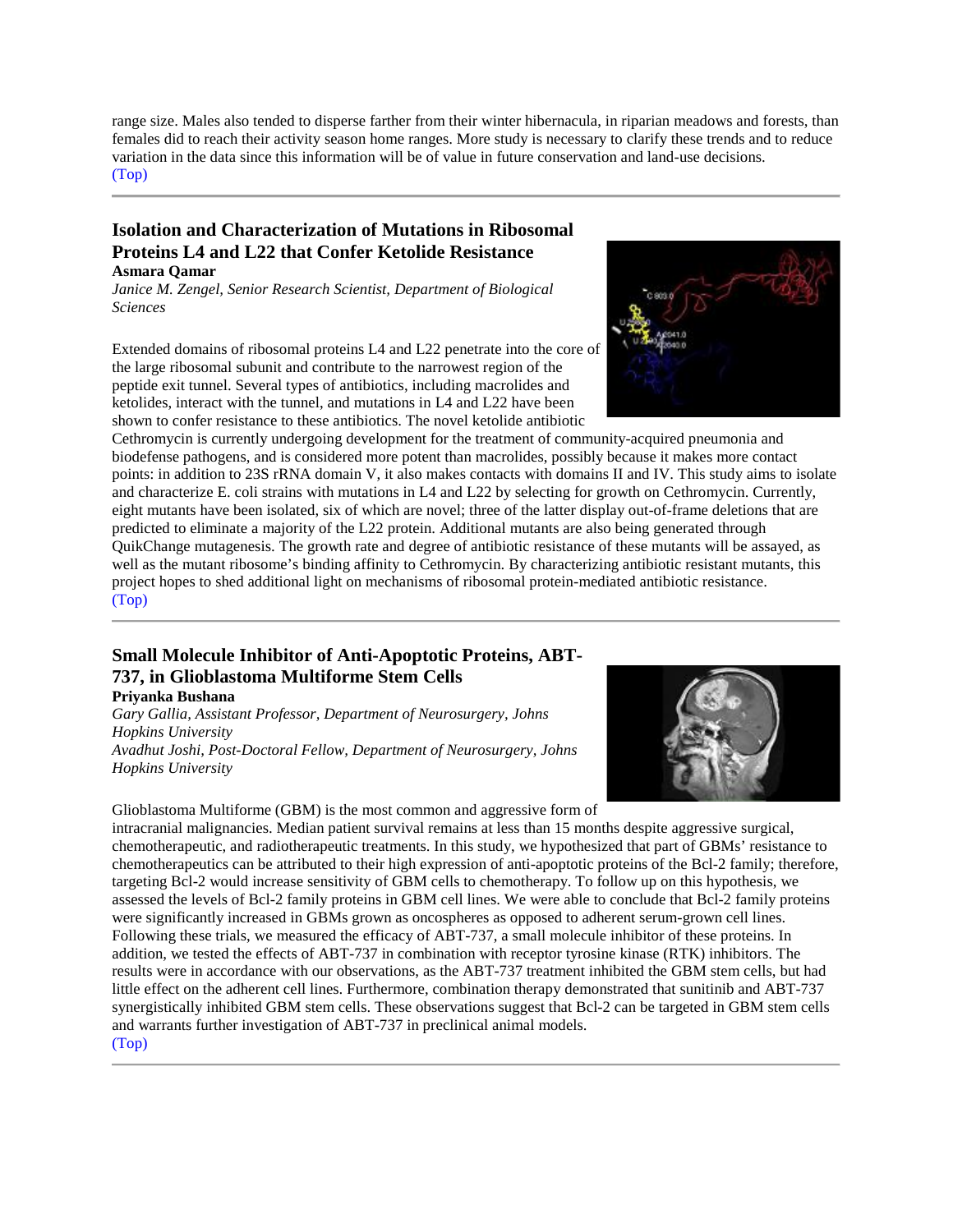range size. Males also tended to disperse farther from their winter hibernacula, in riparian meadows and forests, than females did to reach their activity season home ranges. More study is necessary to clarify these trends and to reduce variation in the data since this information will be of value in future conservation and land-use decisions.
(Top)

---

### Isolation and Characterization of Mutations in Ribosomal Proteins L4 and L22 that Confer Ketolide Resistance

**Asmara Qamar**
*Janice M. Zengel, Senior Research Scientist, Department of Biological Sciences*

Extended domains of ribosomal proteins L4 and L22 penetrate into the core of the large ribosomal subunit and contribute to the narrowest region of the peptide exit tunnel. Several types of antibiotics, including macrolides and ketolides, interact with the tunnel, and mutations in L4 and L22 have been shown to confer resistance to these antibiotics. The novel ketolide antibiotic Cethromycin is currently undergoing development for the treatment of community-acquired pneumonia and biodefense pathogens, and is considered more potent than macrolides, possibly because it makes more contact points: in addition to 23S rRNA domain V, it also makes contacts with domains II and IV. This study aims to isolate and characterize E. coli strains with mutations in L4 and L22 by selecting for growth on Cethromycin. Currently, eight mutants have been isolated, six of which are novel; three of the latter display out-of-frame deletions that are predicted to eliminate a majority of the L22 protein. Additional mutants are also being generated through QuikChange mutagenesis. The growth rate and degree of antibiotic resistance of these mutants will be assayed, as well as the mutant ribosome's binding affinity to Cethromycin. By characterizing antibiotic resistant mutants, this project hopes to shed additional light on mechanisms of ribosomal protein-mediated antibiotic resistance.
(Top)

---

### Small Molecule Inhibitor of Anti-Apoptotic Proteins, ABT-737, in Glioblastoma Multiforme Stem Cells

**Priyanka Bushana**
*Gary Gallia, Assistant Professor, Department of Neurosurgery, Johns Hopkins University*
*Avadhut Joshi, Post-Doctoral Fellow, Department of Neurosurgery, Johns Hopkins University*

Glioblastoma Multiforme (GBM) is the most common and aggressive form of intracranial malignancies. Median patient survival remains at less than 15 months despite aggressive surgical, chemotherapeutic, and radiotherapeutic treatments. In this study, we hypothesized that part of GBMs' resistance to chemotherapeutics can be attributed to their high expression of anti-apoptotic proteins of the Bcl-2 family; therefore, targeting Bcl-2 would increase sensitivity of GBM cells to chemotherapy. To follow up on this hypothesis, we assessed the levels of Bcl-2 family proteins in GBM cell lines. We were able to conclude that Bcl-2 family proteins were significantly increased in GBMs grown as oncospheres as opposed to adherent serum-grown cell lines. Following these trials, we measured the efficacy of ABT-737, a small molecule inhibitor of these proteins. In addition, we tested the effects of ABT-737 in combination with receptor tyrosine kinase (RTK) inhibitors. The results were in accordance with our observations, as the ABT-737 treatment inhibited the GBM stem cells, but had little effect on the adherent cell lines. Furthermore, combination therapy demonstrated that sunitinib and ABT-737 synergistically inhibited GBM stem cells. These observations suggest that Bcl-2 can be targeted in GBM stem cells and warrants further investigation of ABT-737 in preclinical animal models.
(Top)

---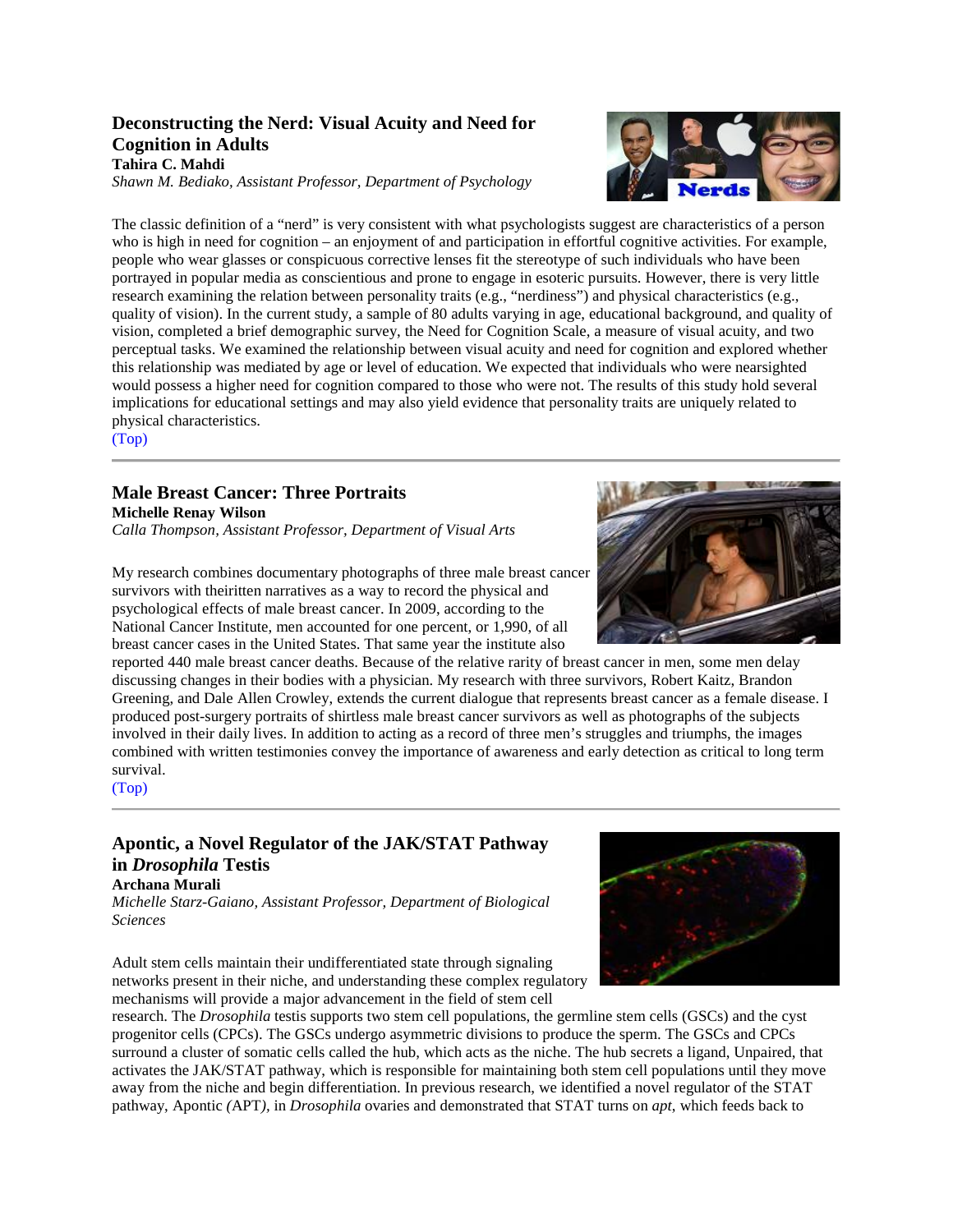### Deconstructing the Nerd: Visual Acuity and Need for Cognition in Adults

**Tahira C. Mahdi**

*Shawn M. Bediako, Assistant Professor, Department of Psychology*

The classic definition of a "nerd" is very consistent with what psychologists suggest are characteristics of a person who is high in need for cognition – an enjoyment of and participation in effortful cognitive activities. For example, people who wear glasses or conspicuous corrective lenses fit the stereotype of such individuals who have been portrayed in popular media as conscientious and prone to engage in esoteric pursuits. However, there is very little research examining the relation between personality traits (e.g., "nerdiness") and physical characteristics (e.g., quality of vision). In the current study, a sample of 80 adults varying in age, educational background, and quality of vision, completed a brief demographic survey, the Need for Cognition Scale, a measure of visual acuity, and two perceptual tasks. We examined the relationship between visual acuity and need for cognition and explored whether this relationship was mediated by age or level of education. We expected that individuals who were nearsighted would possess a higher need for cognition compared to those who were not. The results of this study hold several implications for educational settings and may also yield evidence that personality traits are uniquely related to physical characteristics.

(Top)

---

### Male Breast Cancer: Three Portraits

**Michelle Renay Wilson**

*Calla Thompson, Assistant Professor, Department of Visual Arts*

My research combines documentary photographs of three male breast cancer survivors with theiritten narratives as a way to record the physical and psychological effects of male breast cancer. In 2009, according to the National Cancer Institute, men accounted for one percent, or 1,990, of all breast cancer cases in the United States. That same year the institute also reported 440 male breast cancer deaths. Because of the relative rarity of breast cancer in men, some men delay discussing changes in their bodies with a physician. My research with three survivors, Robert Kaitz, Brandon Greening, and Dale Allen Crowley, extends the current dialogue that represents breast cancer as a female disease. I produced post-surgery portraits of shirtless male breast cancer survivors as well as photographs of the subjects involved in their daily lives. In addition to acting as a record of three men's struggles and triumphs, the images combined with written testimonies convey the importance of awareness and early detection as critical to long term survival.

(Top)

---

### Apontic, a Novel Regulator of the JAK/STAT Pathway in *Drosophila* Testis

**Archana Murali**

*Michelle Starz-Gaiano, Assistant Professor, Department of Biological Sciences*

Adult stem cells maintain their undifferentiated state through signaling networks present in their niche, and understanding these complex regulatory mechanisms will provide a major advancement in the field of stem cell research. The *Drosophila* testis supports two stem cell populations, the germline stem cells (GSCs) and the cyst progenitor cells (CPCs). The GSCs undergo asymmetric divisions to produce the sperm. The GSCs and CPCs surround a cluster of somatic cells called the hub, which acts as the niche. The hub secrets a ligand, Unpaired, that activates the JAK/STAT pathway, which is responsible for maintaining both stem cell populations until they move away from the niche and begin differentiation. In previous research, we identified a novel regulator of the STAT pathway, Apontic (APT), in *Drosophila* ovaries and demonstrated that STAT turns on *apt*, which feeds back to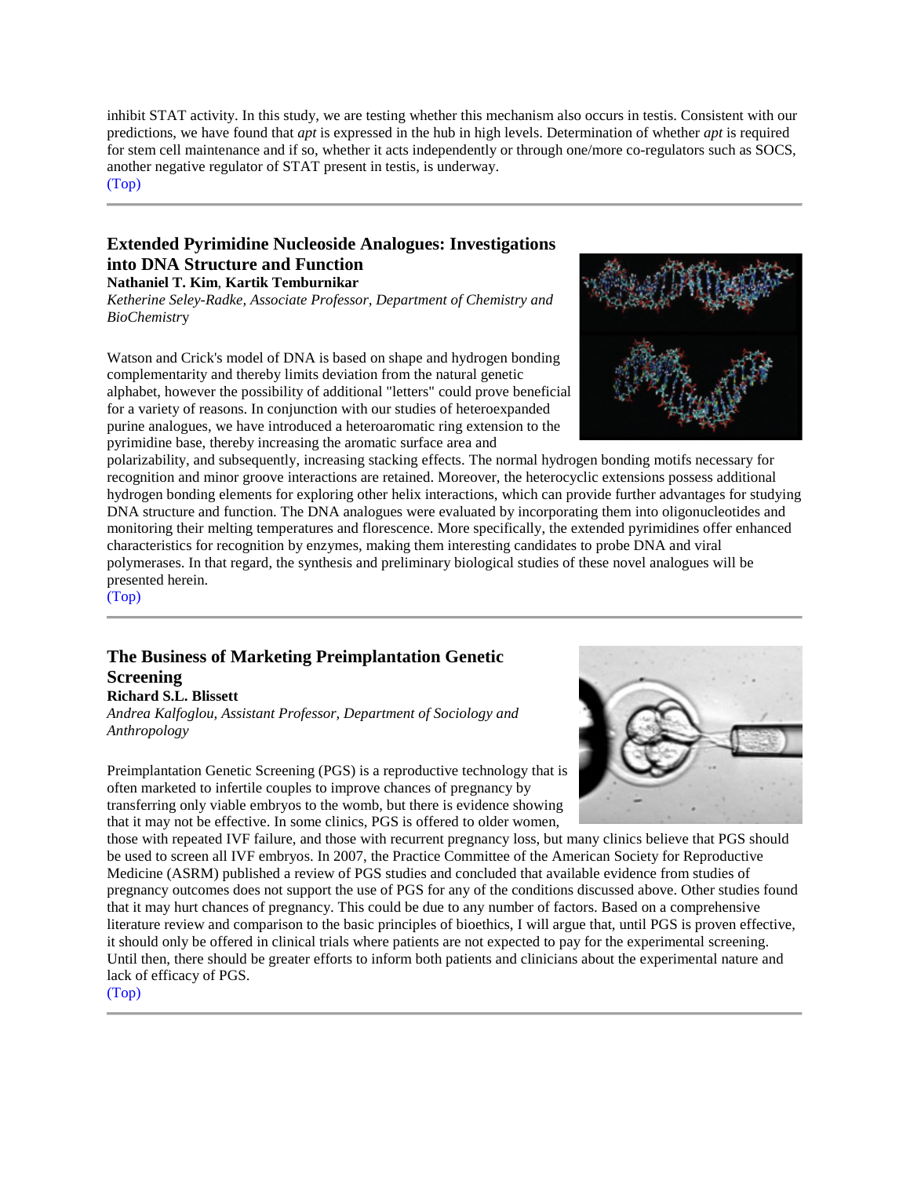inhibit STAT activity. In this study, we are testing whether this mechanism also occurs in testis. Consistent with our predictions, we have found that *apt* is expressed in the hub in high levels. Determination of whether *apt* is required for stem cell maintenance and if so, whether it acts independently or through one/more co-regulators such as SOCS, another negative regulator of STAT present in testis, is underway.

(Top)

---

### Extended Pyrimidine Nucleoside Analogues: Investigations into DNA Structure and Function

**Nathaniel T. Kim, Kartik Temburnikar**

*Ketherine Seley-Radke, Associate Professor, Department of Chemistry and BioChemistry*

Watson and Crick's model of DNA is based on shape and hydrogen bonding complementarity and thereby limits deviation from the natural genetic alphabet, however the possibility of additional "letters" could prove beneficial for a variety of reasons. In conjunction with our studies of heteroexpanded purine analogues, we have introduced a heteroaromatic ring extension to the pyrimidine base, thereby increasing the aromatic surface area and polarizability, and subsequently, increasing stacking effects. The normal hydrogen bonding motifs necessary for recognition and minor groove interactions are retained. Moreover, the heterocyclic extensions possess additional hydrogen bonding elements for exploring other helix interactions, which can provide further advantages for studying DNA structure and function. The DNA analogues were evaluated by incorporating them into oligonucleotides and monitoring their melting temperatures and florescence. More specifically, the extended pyrimidines offer enhanced characteristics for recognition by enzymes, making them interesting candidates to probe DNA and viral polymerases. In that regard, the synthesis and preliminary biological studies of these novel analogues will be presented herein.

(Top)

---

### The Business of Marketing Preimplantation Genetic Screening

**Richard S.L. Blissett**

*Andrea Kalfoglou, Assistant Professor, Department of Sociology and Anthropology*

Preimplantation Genetic Screening (PGS) is a reproductive technology that is often marketed to infertile couples to improve chances of pregnancy by transferring only viable embryos to the womb, but there is evidence showing that it may not be effective. In some clinics, PGS is offered to older women, those with repeated IVF failure, and those with recurrent pregnancy loss, but many clinics believe that PGS should be used to screen all IVF embryos. In 2007, the Practice Committee of the American Society for Reproductive Medicine (ASRM) published a review of PGS studies and concluded that available evidence from studies of pregnancy outcomes does not support the use of PGS for any of the conditions discussed above. Other studies found that it may hurt chances of pregnancy. This could be due to any number of factors. Based on a comprehensive literature review and comparison to the basic principles of bioethics, I will argue that, until PGS is proven effective, it should only be offered in clinical trials where patients are not expected to pay for the experimental screening. Until then, there should be greater efforts to inform both patients and clinicians about the experimental nature and lack of efficacy of PGS.

(Top)

---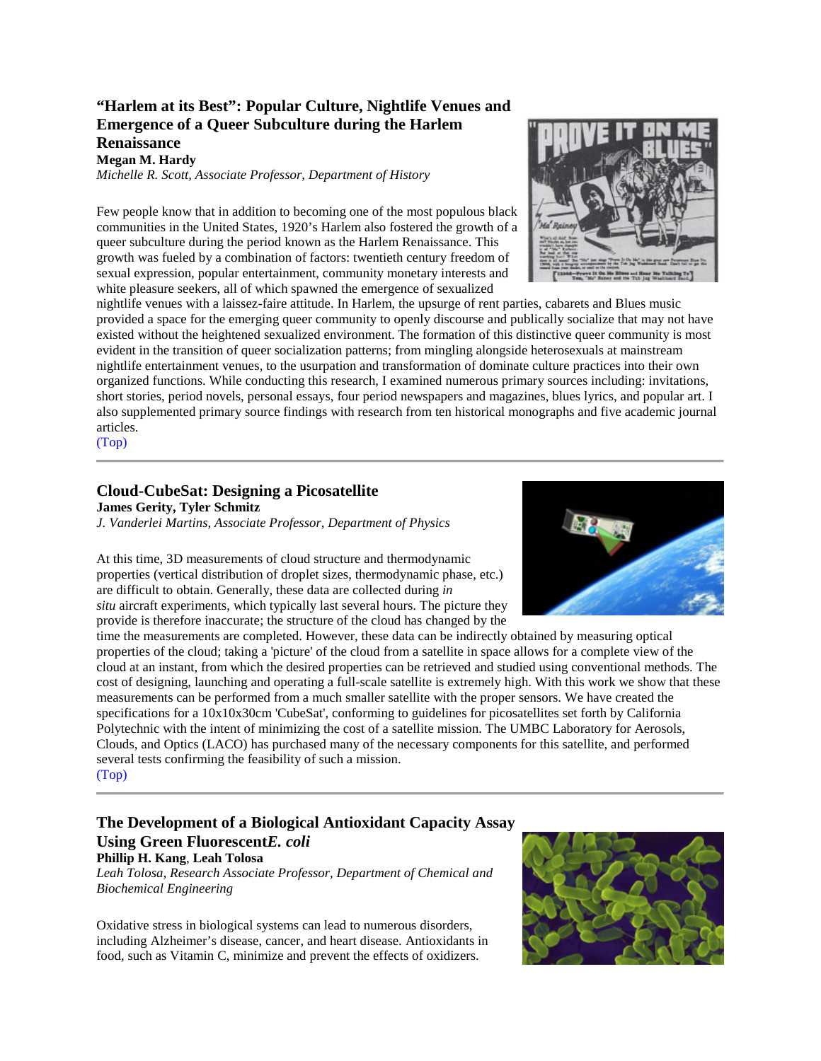## "Harlem at its Best": Popular Culture, Nightlife Venues and Emergence of a Queer Subculture during the Harlem Renaissance

**Megan M. Hardy**

*Michelle R. Scott, Associate Professor, Department of History*

Few people know that in addition to becoming one of the most populous black communities in the United States, 1920's Harlem also fostered the growth of a queer subculture during the period known as the Harlem Renaissance. This growth was fueled by a combination of factors: twentieth century freedom of sexual expression, popular entertainment, community monetary interests and white pleasure seekers, all of which spawned the emergence of sexualized nightlife venues with a laissez-faire attitude. In Harlem, the upsurge of rent parties, cabarets and Blues music provided a space for the emerging queer community to openly discourse and publically socialize that may not have existed without the heightened sexualized environment. The formation of this distinctive queer community is most evident in the transition of queer socialization patterns; from mingling alongside heterosexuals at mainstream nightlife entertainment venues, to the usurpation and transformation of dominate culture practices into their own organized functions. While conducting this research, I examined numerous primary sources including: invitations, short stories, period novels, personal essays, four period newspapers and magazines, blues lyrics, and popular art. I also supplemented primary source findings with research from ten historical monographs and five academic journal articles.

(Top)

---

## Cloud-CubeSat: Designing a Picosatellite

**James Gerity, Tyler Schmitz**

*J. Vanderlei Martins, Associate Professor, Department of Physics*

At this time, 3D measurements of cloud structure and thermodynamic properties (vertical distribution of droplet sizes, thermodynamic phase, etc.) are difficult to obtain. Generally, these data are collected during *in situ* aircraft experiments, which typically last several hours. The picture they provide is therefore inaccurate; the structure of the cloud has changed by the time the measurements are completed. However, these data can be indirectly obtained by measuring optical properties of the cloud; taking a 'picture' of the cloud from a satellite in space allows for a complete view of the cloud at an instant, from which the desired properties can be retrieved and studied using conventional methods. The cost of designing, launching and operating a full-scale satellite is extremely high. With this work we show that these measurements can be performed from a much smaller satellite with the proper sensors. We have created the specifications for a 10x10x30cm 'CubeSat', conforming to guidelines for picosatellites set forth by California Polytechnic with the intent of minimizing the cost of a satellite mission. The UMBC Laboratory for Aerosols, Clouds, and Optics (LACO) has purchased many of the necessary components for this satellite, and performed several tests confirming the feasibility of such a mission.

(Top)

---

## The Development of a Biological Antioxidant Capacity Assay Using Green Fluorescent*E. coli*

**Phillip H. Kang, Leah Tolosa**

*Leah Tolosa, Research Associate Professor, Department of Chemical and Biochemical Engineering*

Oxidative stress in biological systems can lead to numerous disorders, including Alzheimer's disease, cancer, and heart disease. Antioxidants in food, such as Vitamin C, minimize and prevent the effects of oxidizers.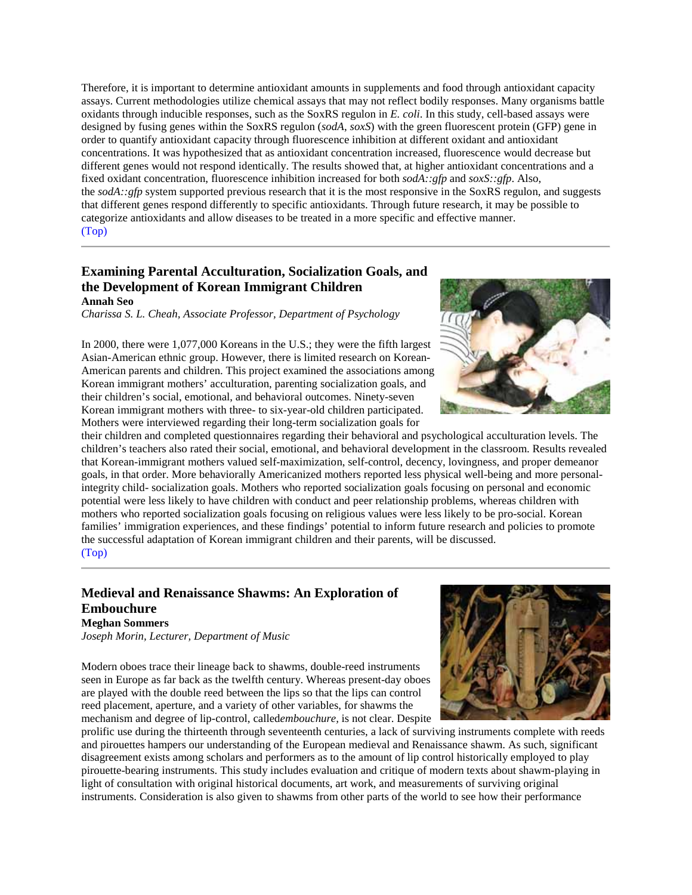Therefore, it is important to determine antioxidant amounts in supplements and food through antioxidant capacity assays. Current methodologies utilize chemical assays that may not reflect bodily responses. Many organisms battle oxidants through inducible responses, such as the SoxRS regulon in *E. coli*. In this study, cell-based assays were designed by fusing genes within the SoxRS regulon (*sodA*, *soxS*) with the green fluorescent protein (GFP) gene in order to quantify antioxidant capacity through fluorescence inhibition at different oxidant and antioxidant concentrations. It was hypothesized that as antioxidant concentration increased, fluorescence would decrease but different genes would not respond identically. The results showed that, at higher antioxidant concentrations and a fixed oxidant concentration, fluorescence inhibition increased for both *sodA::gfp* and *soxS::gfp*. Also, the *sodA::gfp* system supported previous research that it is the most responsive in the SoxRS regulon, and suggests that different genes respond differently to specific antioxidants. Through future research, it may be possible to categorize antioxidants and allow diseases to be treated in a more specific and effective manner.
(Top)

---

## Examining Parental Acculturation, Socialization Goals, and the Development of Korean Immigrant Children

**Annah Seo**

*Charissa S. L. Cheah, Associate Professor, Department of Psychology*

In 2000, there were 1,077,000 Koreans in the U.S.; they were the fifth largest Asian-American ethnic group. However, there is limited research on Korean-American parents and children. This project examined the associations among Korean immigrant mothers' acculturation, parenting socialization goals, and their children's social, emotional, and behavioral outcomes. Ninety-seven Korean immigrant mothers with three- to six-year-old children participated. Mothers were interviewed regarding their long-term socialization goals for their children and completed questionnaires regarding their behavioral and psychological acculturation levels. The children's teachers also rated their social, emotional, and behavioral development in the classroom. Results revealed that Korean-immigrant mothers valued self-maximization, self-control, decency, lovingness, and proper demeanor goals, in that order. More behaviorally Americanized mothers reported less physical well-being and more personal-integrity child- socialization goals. Mothers who reported socialization goals focusing on personal and economic potential were less likely to have children with conduct and peer relationship problems, whereas children with mothers who reported socialization goals focusing on religious values were less likely to be pro-social. Korean families' immigration experiences, and these findings' potential to inform future research and policies to promote the successful adaptation of Korean immigrant children and their parents, will be discussed.
(Top)

---

## Medieval and Renaissance Shawms: An Exploration of Embouchure

**Meghan Sommers**

*Joseph Morin, Lecturer, Department of Music*

Modern oboes trace their lineage back to shawms, double-reed instruments seen in Europe as far back as the twelfth century. Whereas present-day oboes are played with the double reed between the lips so that the lips can control reed placement, aperture, and a variety of other variables, for shawms the mechanism and degree of lip-control, called *embouchure*, is not clear. Despite prolific use during the thirteenth through seventeenth centuries, a lack of surviving instruments complete with reeds and pirouettes hampers our understanding of the European medieval and Renaissance shawm. As such, significant disagreement exists among scholars and performers as to the amount of lip control historically employed to play pirouette-bearing instruments. This study includes evaluation and critique of modern texts about shawm-playing in light of consultation with original historical documents, art work, and measurements of surviving original instruments. Consideration is also given to shawms from other parts of the world to see how their performance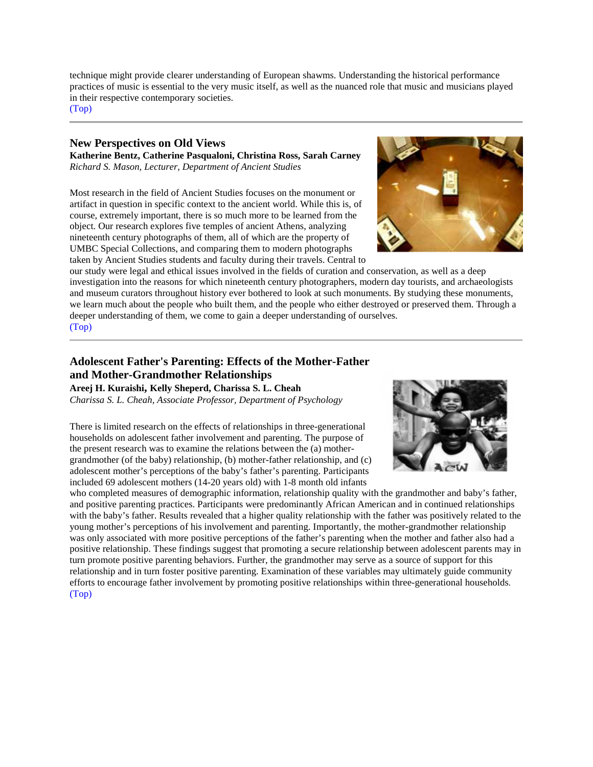technique might provide clearer understanding of European shawms. Understanding the historical performance practices of music is essential to the very music itself, as well as the nuanced role that music and musicians played in their respective contemporary societies.
(Top)

---

## New Perspectives on Old Views

**Katherine Bentz, Catherine Pasqualoni, Christina Ross, Sarah Carney**
*Richard S. Mason, Lecturer, Department of Ancient Studies*

Most research in the field of Ancient Studies focuses on the monument or artifact in question in specific context to the ancient world. While this is, of course, extremely important, there is so much more to be learned from the object. Our research explores five temples of ancient Athens, analyzing nineteenth century photographs of them, all of which are the property of UMBC Special Collections, and comparing them to modern photographs taken by Ancient Studies students and faculty during their travels. Central to our study were legal and ethical issues involved in the fields of curation and conservation, as well as a deep investigation into the reasons for which nineteenth century photographers, modern day tourists, and archaeologists and museum curators throughout history ever bothered to look at such monuments. By studying these monuments, we learn much about the people who built them, and the people who either destroyed or preserved them. Through a deeper understanding of them, we come to gain a deeper understanding of ourselves.
(Top)

---

## Adolescent Father's Parenting: Effects of the Mother-Father and Mother-Grandmother Relationships

**Areej H. Kuraishi, Kelly Sheperd, Charissa S. L. Cheah**
*Charissa S. L. Cheah, Associate Professor, Department of Psychology*

There is limited research on the effects of relationships in three-generational households on adolescent father involvement and parenting. The purpose of the present research was to examine the relations between the (a) mother-grandmother (of the baby) relationship, (b) mother-father relationship, and (c) adolescent mother's perceptions of the baby's father's parenting. Participants included 69 adolescent mothers (14-20 years old) with 1-8 month old infants who completed measures of demographic information, relationship quality with the grandmother and baby's father, and positive parenting practices. Participants were predominantly African American and in continued relationships with the baby's father. Results revealed that a higher quality relationship with the father was positively related to the young mother's perceptions of his involvement and parenting. Importantly, the mother-grandmother relationship was only associated with more positive perceptions of the father's parenting when the mother and father also had a positive relationship. These findings suggest that promoting a secure relationship between adolescent parents may in turn promote positive parenting behaviors. Further, the grandmother may serve as a source of support for this relationship and in turn foster positive parenting. Examination of these variables may ultimately guide community efforts to encourage father involvement by promoting positive relationships within three-generational households.
(Top)